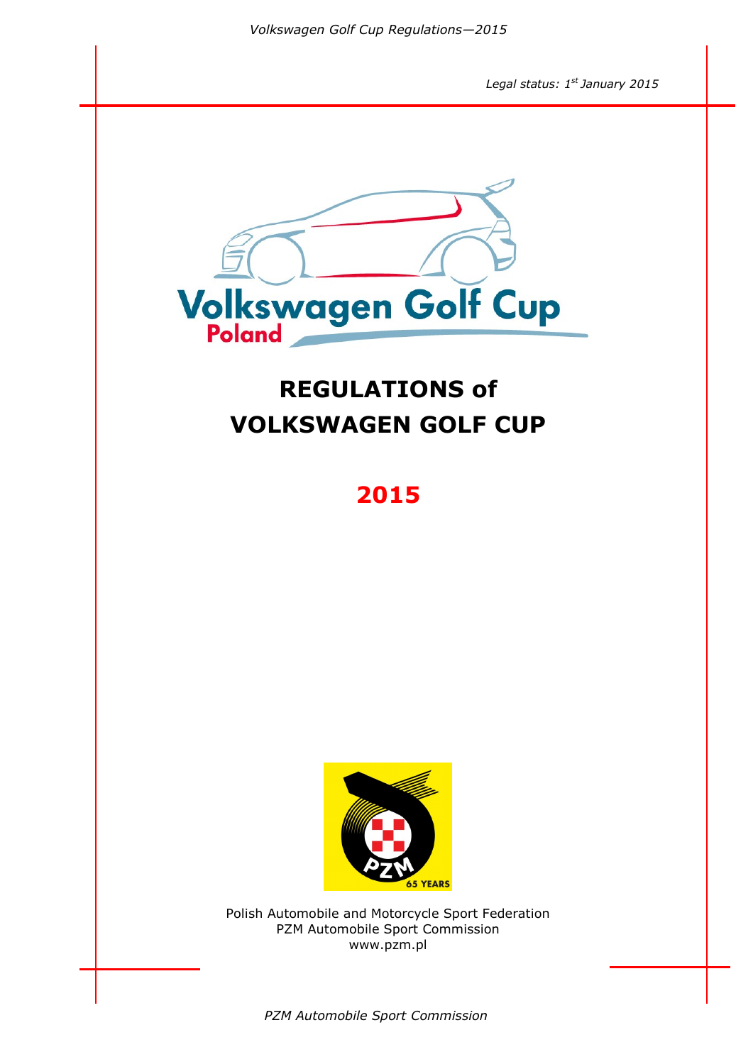*Legal status: 1st January 2015*

Volkswagen Golf Cup
Poland

# REGULATIONS of VOLKSWAGEN GOLF CUP

# 2015

Polish Automobile and Motorcycle Sport Federation
PZM Automobile Sport Commission
www.pzm.pl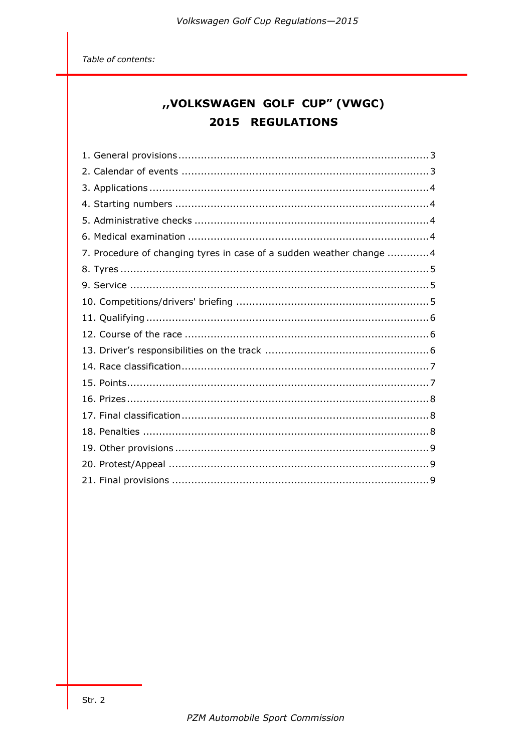*Table of contents:*

# ,,VOLKSWAGEN GOLF CUP" (VWGC) 2015 REGULATIONS

1. General provisions ........ 3
2. Calendar of events ........ 3
3. Applications ........ 4
4. Starting numbers ........ 4
5. Administrative checks ........ 4
6. Medical examination ........ 4
7. Procedure of changing tyres in case of a sudden weather change ........ 4
8. Tyres ........ 5
9. Service ........ 5
10. Competitions/drivers' briefing ........ 5
11. Qualifying ........ 6
12. Course of the race ........ 6
13. Driver's responsibilities on the track ........ 6
14. Race classification ........ 7
15. Points ........ 7
16. Prizes ........ 8
17. Final classification ........ 8
18. Penalties ........ 8
19. Other provisions ........ 9
20. Protest/Appeal ........ 9
21. Final provisions ........ 9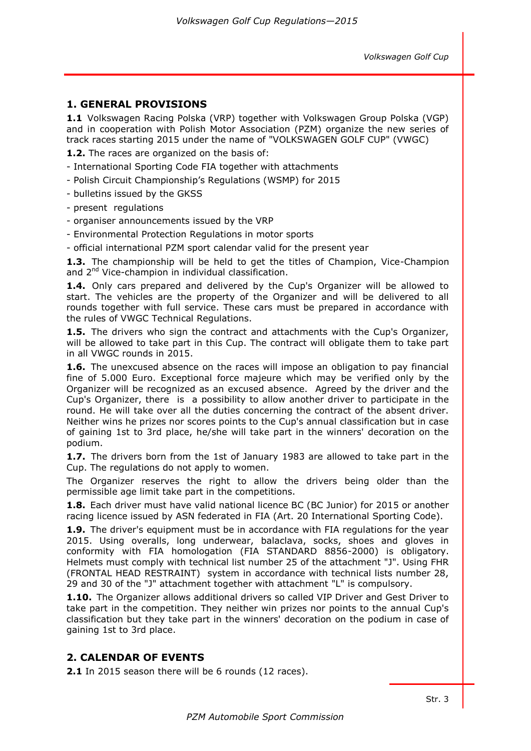## 1. GENERAL PROVISIONS

**1.1** Volkswagen Racing Polska (VRP) together with Volkswagen Group Polska (VGP) and in cooperation with Polish Motor Association (PZM) organize the new series of track races starting 2015 under the name of "VOLKSWAGEN GOLF CUP" (VWGC)

**1.2.** The races are organized on the basis of:

- International Sporting Code FIA together with attachments
- Polish Circuit Championship's Regulations (WSMP) for 2015
- bulletins issued by the GKSS
- present regulations
- organiser announcements issued by the VRP
- Environmental Protection Regulations in motor sports
- official international PZM sport calendar valid for the present year

**1.3.** The championship will be held to get the titles of Champion, Vice-Champion and 2[nd] Vice-champion in individual classification.

**1.4.** Only cars prepared and delivered by the Cup's Organizer will be allowed to start. The vehicles are the property of the Organizer and will be delivered to all rounds together with full service. These cars must be prepared in accordance with the rules of VWGC Technical Regulations.

**1.5.** The drivers who sign the contract and attachments with the Cup's Organizer, will be allowed to take part in this Cup. The contract will obligate them to take part in all VWGC rounds in 2015.

**1.6.** The unexcused absence on the races will impose an obligation to pay financial fine of 5.000 Euro. Exceptional force majeure which may be verified only by the Organizer will be recognized as an excused absence. Agreed by the driver and the Cup's Organizer, there is a possibility to allow another driver to participate in the round. He will take over all the duties concerning the contract of the absent driver. Neither wins he prizes nor scores points to the Cup's annual classification but in case of gaining 1st to 3rd place, he/she will take part in the winners' decoration on the podium.

**1.7.** The drivers born from the 1st of January 1983 are allowed to take part in the Cup. The regulations do not apply to women.

The Organizer reserves the right to allow the drivers being older than the permissible age limit take part in the competitions.

**1.8.** Each driver must have valid national licence BC (BC Junior) for 2015 or another racing licence issued by ASN federated in FIA (Art. 20 International Sporting Code).

**1.9.** The driver's equipment must be in accordance with FIA regulations for the year 2015. Using overalls, long underwear, balaclava, socks, shoes and gloves in conformity with FIA homologation (FIA STANDARD 8856-2000) is obligatory. Helmets must comply with technical list number 25 of the attachment "J". Using FHR (FRONTAL HEAD RESTRAINT) system in accordance with technical lists number 28, 29 and 30 of the "J" attachment together with attachment "L" is compulsory.

**1.10.** The Organizer allows additional drivers so called VIP Driver and Gest Driver to take part in the competition. They neither win prizes nor points to the annual Cup's classification but they take part in the winners' decoration on the podium in case of gaining 1st to 3rd place.

## 2. CALENDAR OF EVENTS

**2.1** In 2015 season there will be 6 rounds (12 races).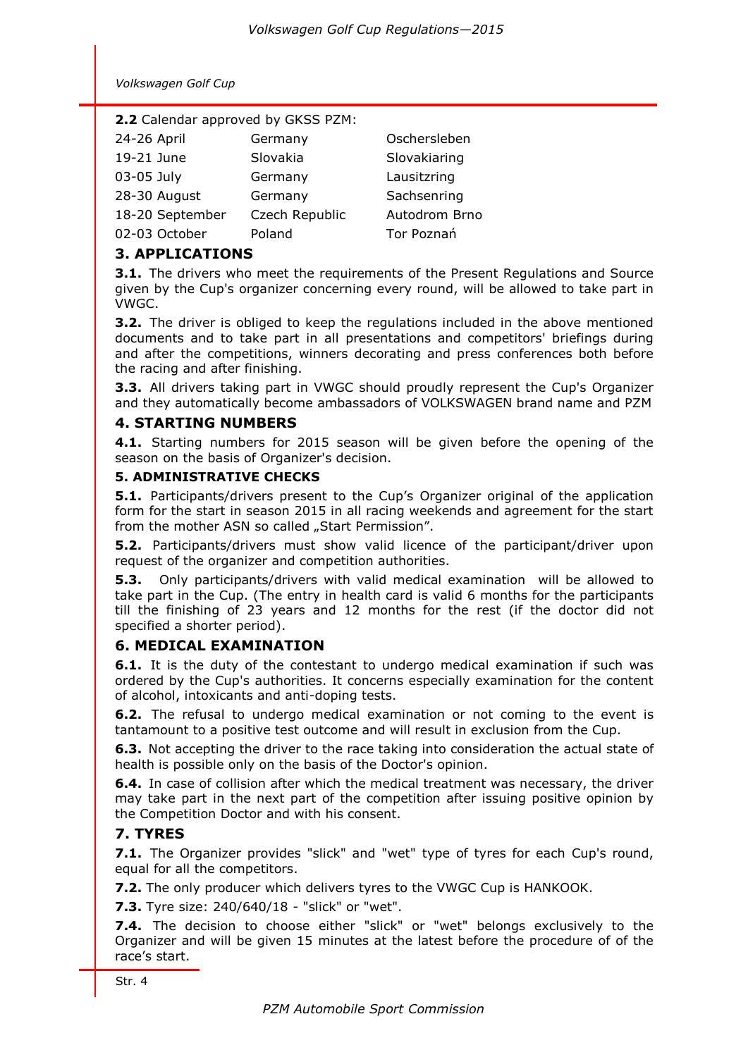**2.2** Calendar approved by GKSS PZM:

| | | |
|---|---|---|
| 24-26 April | Germany | Oschersleben |
| 19-21 June | Slovakia | Slovakiaring |
| 03-05 July | Germany | Lausitzring |
| 28-30 August | Germany | Sachsenring |
| 18-20 September | Czech Republic | Autodrom Brno |
| 02-03 October | Poland | Tor Poznań |

## 3. APPLICATIONS

**3.1.** The drivers who meet the requirements of the Present Regulations and Source given by the Cup's organizer concerning every round, will be allowed to take part in VWGC.

**3.2.** The driver is obliged to keep the regulations included in the above mentioned documents and to take part in all presentations and competitors' briefings during and after the competitions, winners decorating and press conferences both before the racing and after finishing.

**3.3.** All drivers taking part in VWGC should proudly represent the Cup's Organizer and they automatically become ambassadors of VOLKSWAGEN brand name and PZM

## 4. STARTING NUMBERS

**4.1.** Starting numbers for 2015 season will be given before the opening of the season on the basis of Organizer's decision.

## 5. ADMINISTRATIVE CHECKS

**5.1.** Participants/drivers present to the Cup's Organizer original of the application form for the start in season 2015 in all racing weekends and agreement for the start from the mother ASN so called „Start Permission".

**5.2.** Participants/drivers must show valid licence of the participant/driver upon request of the organizer and competition authorities.

**5.3.** Only participants/drivers with valid medical examination will be allowed to take part in the Cup. (The entry in health card is valid 6 months for the participants till the finishing of 23 years and 12 months for the rest (if the doctor did not specified a shorter period).

## 6. MEDICAL EXAMINATION

**6.1.** It is the duty of the contestant to undergo medical examination if such was ordered by the Cup's authorities. It concerns especially examination for the content of alcohol, intoxicants and anti-doping tests.

**6.2.** The refusal to undergo medical examination or not coming to the event is tantamount to a positive test outcome and will result in exclusion from the Cup.

**6.3.** Not accepting the driver to the race taking into consideration the actual state of health is possible only on the basis of the Doctor's opinion.

**6.4.** In case of collision after which the medical treatment was necessary, the driver may take part in the next part of the competition after issuing positive opinion by the Competition Doctor and with his consent.

## 7. TYRES

**7.1.** The Organizer provides "slick" and "wet" type of tyres for each Cup's round, equal for all the competitors.

**7.2.** The only producer which delivers tyres to the VWGC Cup is HANKOOK.

**7.3.** Tyre size: 240/640/18 - "slick" or "wet".

**7.4.** The decision to choose either "slick" or "wet" belongs exclusively to the Organizer and will be given 15 minutes at the latest before the procedure of of the race's start.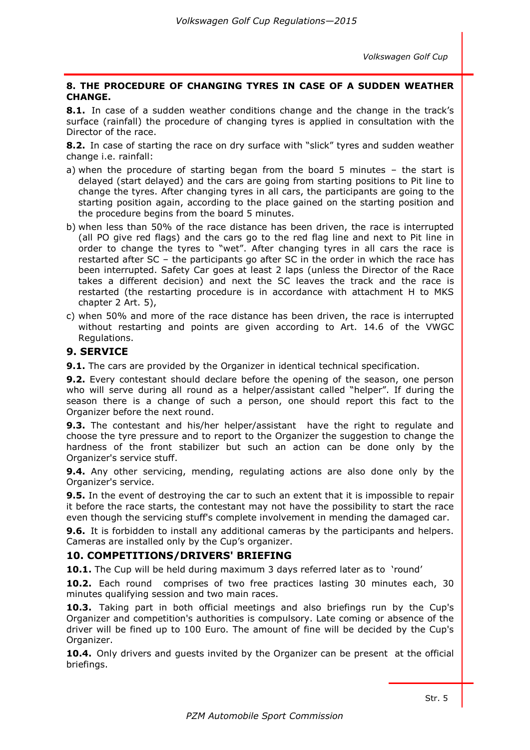## 8. THE PROCEDURE OF CHANGING TYRES IN CASE OF A SUDDEN WEATHER CHANGE.

**8.1.** In case of a sudden weather conditions change and the change in the track's surface (rainfall) the procedure of changing tyres is applied in consultation with the Director of the race.

**8.2.** In case of starting the race on dry surface with "slick" tyres and sudden weather change i.e. rainfall:

a) when the procedure of starting began from the board 5 minutes – the start is delayed (start delayed) and the cars are going from starting positions to Pit line to change the tyres. After changing tyres in all cars, the participants are going to the starting position again, according to the place gained on the starting position and the procedure begins from the board 5 minutes.

b) when less than 50% of the race distance has been driven, the race is interrupted (all PO give red flags) and the cars go to the red flag line and next to Pit line in order to change the tyres to "wet". After changing tyres in all cars the race is restarted after SC – the participants go after SC in the order in which the race has been interrupted. Safety Car goes at least 2 laps (unless the Director of the Race takes a different decision) and next the SC leaves the track and the race is restarted (the restarting procedure is in accordance with attachment H to MKS chapter 2 Art. 5),

c) when 50% and more of the race distance has been driven, the race is interrupted without restarting and points are given according to Art. 14.6 of the VWGC Regulations.

## 9. SERVICE

**9.1.** The cars are provided by the Organizer in identical technical specification.

**9.2.** Every contestant should declare before the opening of the season, one person who will serve during all round as a helper/assistant called "helper". If during the season there is a change of such a person, one should report this fact to the Organizer before the next round.

**9.3.** The contestant and his/her helper/assistant have the right to regulate and choose the tyre pressure and to report to the Organizer the suggestion to change the hardness of the front stabilizer but such an action can be done only by the Organizer's service stuff.

**9.4.** Any other servicing, mending, regulating actions are also done only by the Organizer's service.

**9.5.** In the event of destroying the car to such an extent that it is impossible to repair it before the race starts, the contestant may not have the possibility to start the race even though the servicing stuff's complete involvement in mending the damaged car.

**9.6.** It is forbidden to install any additional cameras by the participants and helpers. Cameras are installed only by the Cup's organizer.

## 10. COMPETITIONS/DRIVERS' BRIEFING

**10.1.** The Cup will be held during maximum 3 days referred later as to 'round'

**10.2.** Each round comprises of two free practices lasting 30 minutes each, 30 minutes qualifying session and two main races.

**10.3.** Taking part in both official meetings and also briefings run by the Cup's Organizer and competition's authorities is compulsory. Late coming or absence of the driver will be fined up to 100 Euro. The amount of fine will be decided by the Cup's Organizer.

**10.4.** Only drivers and guests invited by the Organizer can be present at the official briefings.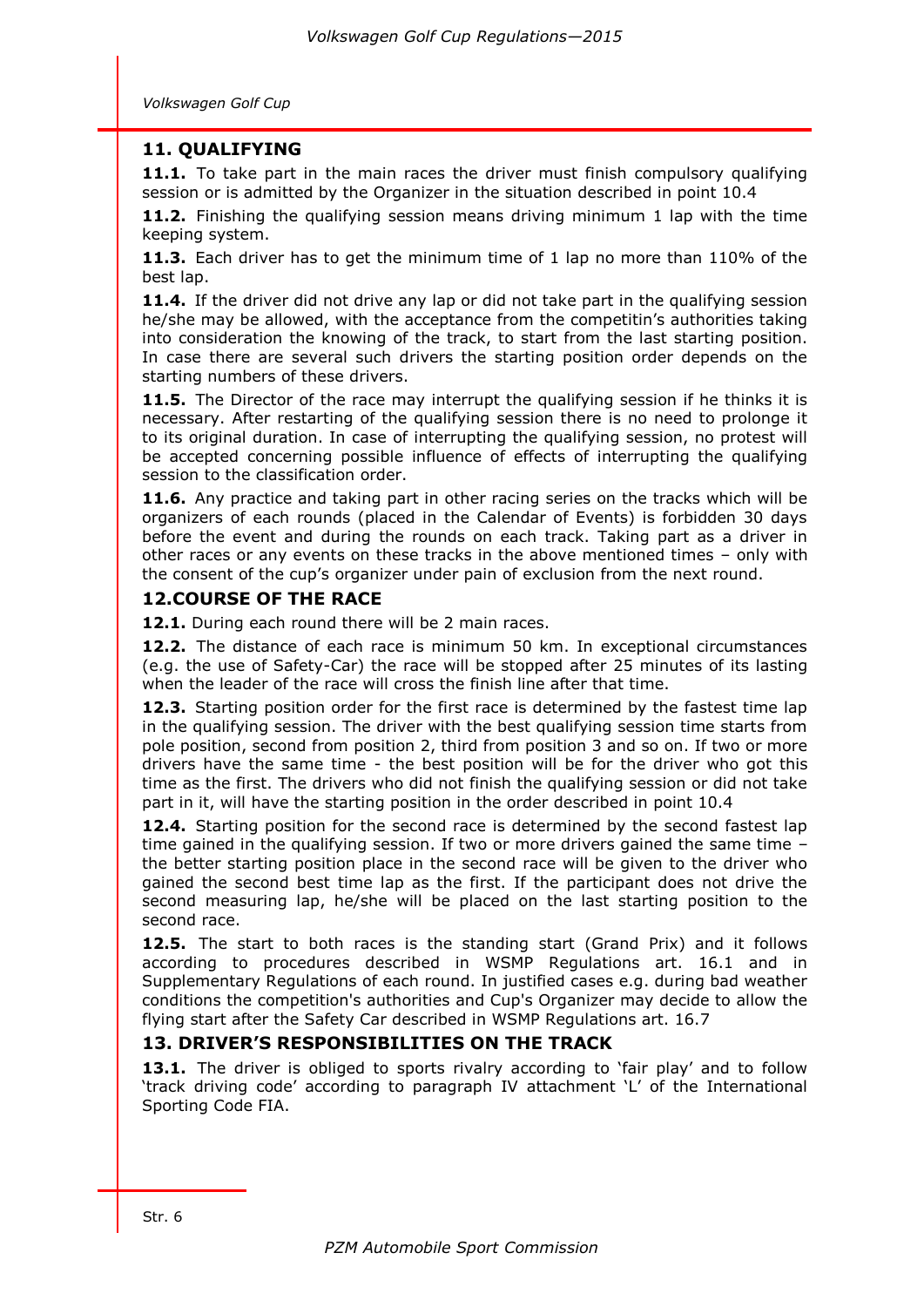## 11. QUALIFYING

**11.1.** To take part in the main races the driver must finish compulsory qualifying session or is admitted by the Organizer in the situation described in point 10.4

**11.2.** Finishing the qualifying session means driving minimum 1 lap with the time keeping system.

**11.3.** Each driver has to get the minimum time of 1 lap no more than 110% of the best lap.

**11.4.** If the driver did not drive any lap or did not take part in the qualifying session he/she may be allowed, with the acceptance from the competitin's authorities taking into consideration the knowing of the track, to start from the last starting position. In case there are several such drivers the starting position order depends on the starting numbers of these drivers.

**11.5.** The Director of the race may interrupt the qualifying session if he thinks it is necessary. After restarting of the qualifying session there is no need to prolonge it to its original duration. In case of interrupting the qualifying session, no protest will be accepted concerning possible influence of effects of interrupting the qualifying session to the classification order.

**11.6.** Any practice and taking part in other racing series on the tracks which will be organizers of each rounds (placed in the Calendar of Events) is forbidden 30 days before the event and during the rounds on each track. Taking part as a driver in other races or any events on these tracks in the above mentioned times – only with the consent of the cup's organizer under pain of exclusion from the next round.

## 12.COURSE OF THE RACE

**12.1.** During each round there will be 2 main races.

**12.2.** The distance of each race is minimum 50 km. In exceptional circumstances (e.g. the use of Safety-Car) the race will be stopped after 25 minutes of its lasting when the leader of the race will cross the finish line after that time.

**12.3.** Starting position order for the first race is determined by the fastest time lap in the qualifying session. The driver with the best qualifying session time starts from pole position, second from position 2, third from position 3 and so on. If two or more drivers have the same time - the best position will be for the driver who got this time as the first. The drivers who did not finish the qualifying session or did not take part in it, will have the starting position in the order described in point 10.4

**12.4.** Starting position for the second race is determined by the second fastest lap time gained in the qualifying session. If two or more drivers gained the same time – the better starting position place in the second race will be given to the driver who gained the second best time lap as the first. If the participant does not drive the second measuring lap, he/she will be placed on the last starting position to the second race.

**12.5.** The start to both races is the standing start (Grand Prix) and it follows according to procedures described in WSMP Regulations art. 16.1 and in Supplementary Regulations of each round. In justified cases e.g. during bad weather conditions the competition's authorities and Cup's Organizer may decide to allow the flying start after the Safety Car described in WSMP Regulations art. 16.7

## 13. DRIVER'S RESPONSIBILITIES ON THE TRACK

**13.1.** The driver is obliged to sports rivalry according to 'fair play' and to follow 'track driving code' according to paragraph IV attachment 'L' of the International Sporting Code FIA.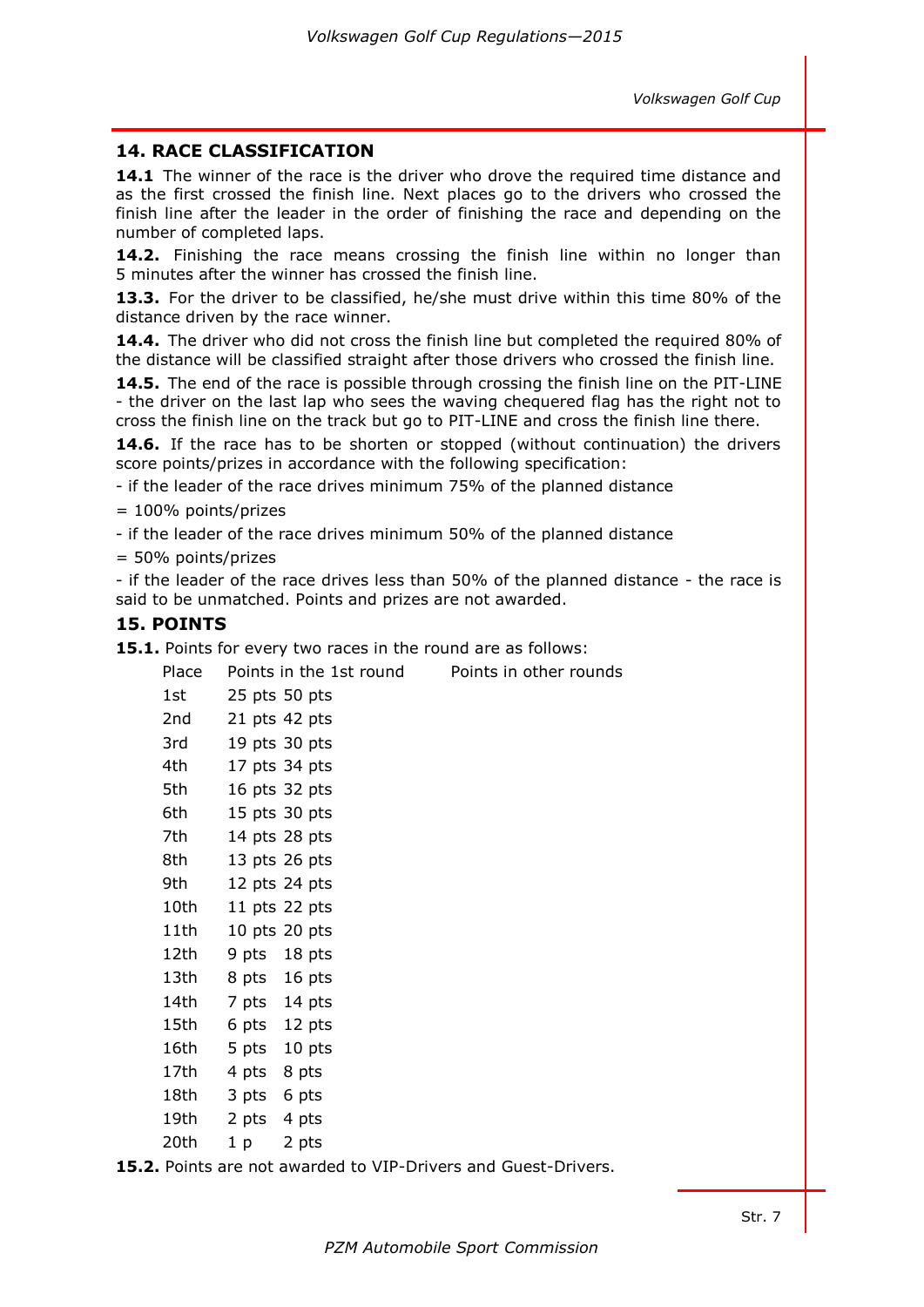## 14. RACE CLASSIFICATION

**14.1** The winner of the race is the driver who drove the required time distance and as the first crossed the finish line. Next places go to the drivers who crossed the finish line after the leader in the order of finishing the race and depending on the number of completed laps.

**14.2.** Finishing the race means crossing the finish line within no longer than 5 minutes after the winner has crossed the finish line.

**13.3.** For the driver to be classified, he/she must drive within this time 80% of the distance driven by the race winner.

**14.4.** The driver who did not cross the finish line but completed the required 80% of the distance will be classified straight after those drivers who crossed the finish line.

**14.5.** The end of the race is possible through crossing the finish line on the PIT-LINE - the driver on the last lap who sees the waving chequered flag has the right not to cross the finish line on the track but go to PIT-LINE and cross the finish line there.

**14.6.** If the race has to be shorten or stopped (without continuation) the drivers score points/prizes in accordance with the following specification:

- if the leader of the race drives minimum 75% of the planned distance

= 100% points/prizes

- if the leader of the race drives minimum 50% of the planned distance

= 50% points/prizes

- if the leader of the race drives less than 50% of the planned distance - the race is said to be unmatched. Points and prizes are not awarded.

## 15. POINTS

**15.1.** Points for every two races in the round are as follows:

| Place | Points in the 1st round | Points in other rounds |
|---|---|---|
| 1st | 25 pts | 50 pts |
| 2nd | 21 pts | 42 pts |
| 3rd | 19 pts | 30 pts |
| 4th | 17 pts | 34 pts |
| 5th | 16 pts | 32 pts |
| 6th | 15 pts | 30 pts |
| 7th | 14 pts | 28 pts |
| 8th | 13 pts | 26 pts |
| 9th | 12 pts | 24 pts |
| 10th | 11 pts | 22 pts |
| 11th | 10 pts | 20 pts |
| 12th | 9 pts | 18 pts |
| 13th | 8 pts | 16 pts |
| 14th | 7 pts | 14 pts |
| 15th | 6 pts | 12 pts |
| 16th | 5 pts | 10 pts |
| 17th | 4 pts | 8 pts |
| 18th | 3 pts | 6 pts |
| 19th | 2 pts | 4 pts |
| 20th | 1 p | 2 pts |

**15.2.** Points are not awarded to VIP-Drivers and Guest-Drivers.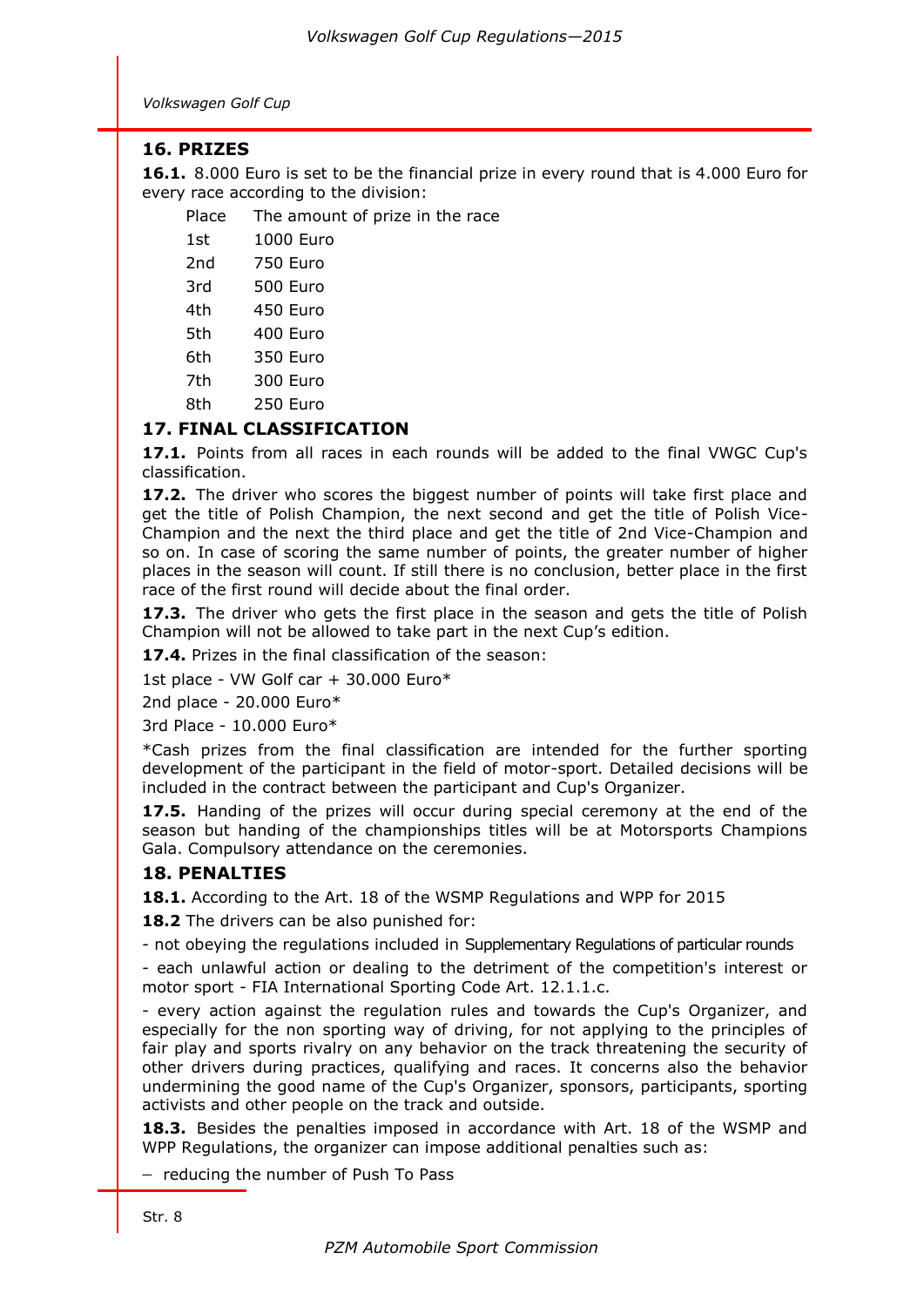## 16. PRIZES

**16.1.** 8.000 Euro is set to be the financial prize in every round that is 4.000 Euro for every race according to the division:

| Place | The amount of prize in the race |
|---|---|
| 1st | 1000 Euro |
| 2nd | 750 Euro |
| 3rd | 500 Euro |
| 4th | 450 Euro |
| 5th | 400 Euro |
| 6th | 350 Euro |
| 7th | 300 Euro |
| 8th | 250 Euro |

## 17. FINAL CLASSIFICATION

**17.1.** Points from all races in each rounds will be added to the final VWGC Cup's classification.

**17.2.** The driver who scores the biggest number of points will take first place and get the title of Polish Champion, the next second and get the title of Polish Vice-Champion and the next the third place and get the title of 2nd Vice-Champion and so on. In case of scoring the same number of points, the greater number of higher places in the season will count. If still there is no conclusion, better place in the first race of the first round will decide about the final order.

**17.3.** The driver who gets the first place in the season and gets the title of Polish Champion will not be allowed to take part in the next Cup's edition.

**17.4.** Prizes in the final classification of the season:

1st place - VW Golf car + 30.000 Euro*

2nd place - 20.000 Euro*

3rd Place - 10.000 Euro*

*Cash prizes from the final classification are intended for the further sporting development of the participant in the field of motor-sport. Detailed decisions will be included in the contract between the participant and Cup's Organizer.

**17.5.** Handing of the prizes will occur during special ceremony at the end of the season but handing of the championships titles will be at Motorsports Champions Gala. Compulsory attendance on the ceremonies.

## 18. PENALTIES

**18.1.** According to the Art. 18 of the WSMP Regulations and WPP for 2015

**18.2** The drivers can be also punished for:

- not obeying the regulations included in Supplementary Regulations of particular rounds
- each unlawful action or dealing to the detriment of the competition's interest or motor sport - FIA International Sporting Code Art. 12.1.1.c.
- every action against the regulation rules and towards the Cup's Organizer, and especially for the non sporting way of driving, for not applying to the principles of fair play and sports rivalry on any behavior on the track threatening the security of other drivers during practices, qualifying and races. It concerns also the behavior undermining the good name of the Cup's Organizer, sponsors, participants, sporting activists and other people on the track and outside.

**18.3.** Besides the penalties imposed in accordance with Art. 18 of the WSMP and WPP Regulations, the organizer can impose additional penalties such as:

- reducing the number of Push To Pass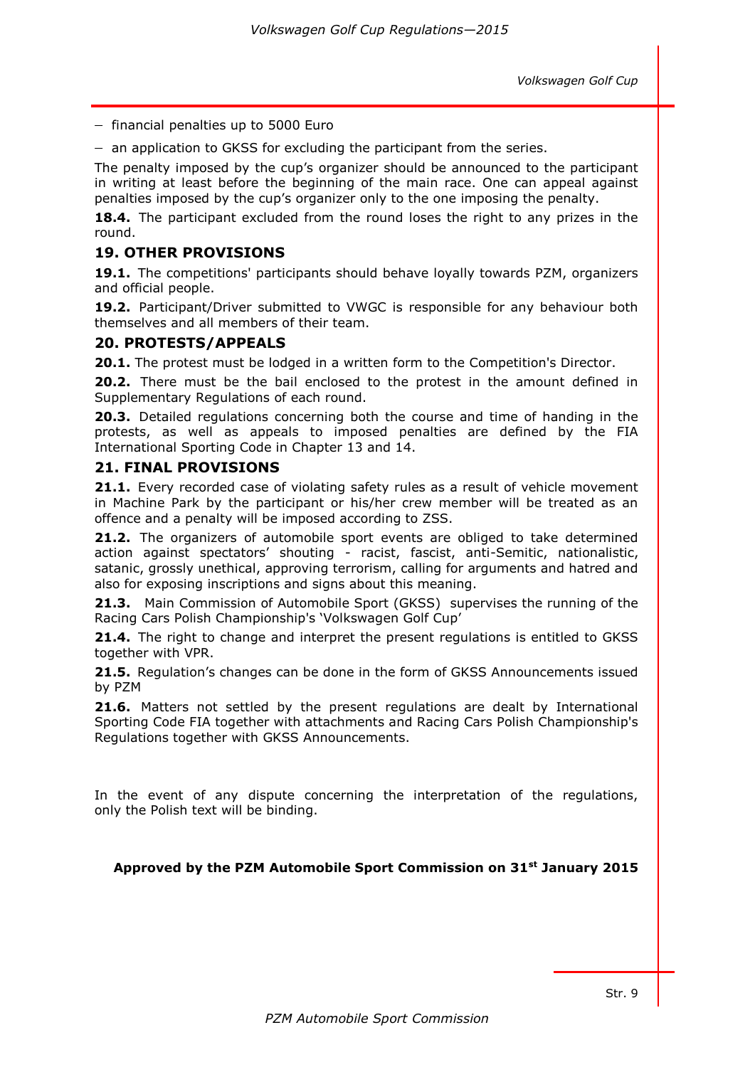- financial penalties up to 5000 Euro
- an application to GKSS for excluding the participant from the series.

The penalty imposed by the cup's organizer should be announced to the participant in writing at least before the beginning of the main race. One can appeal against penalties imposed by the cup's organizer only to the one imposing the penalty.

**18.4.** The participant excluded from the round loses the right to any prizes in the round.

## 19. OTHER PROVISIONS

**19.1.** The competitions' participants should behave loyally towards PZM, organizers and official people.

**19.2.** Participant/Driver submitted to VWGC is responsible for any behaviour both themselves and all members of their team.

## 20. PROTESTS/APPEALS

**20.1.** The protest must be lodged in a written form to the Competition's Director.

**20.2.** There must be the bail enclosed to the protest in the amount defined in Supplementary Regulations of each round.

**20.3.** Detailed regulations concerning both the course and time of handing in the protests, as well as appeals to imposed penalties are defined by the FIA International Sporting Code in Chapter 13 and 14.

## 21. FINAL PROVISIONS

**21.1.** Every recorded case of violating safety rules as a result of vehicle movement in Machine Park by the participant or his/her crew member will be treated as an offence and a penalty will be imposed according to ZSS.

**21.2.** The organizers of automobile sport events are obliged to take determined action against spectators' shouting - racist, fascist, anti-Semitic, nationalistic, satanic, grossly unethical, approving terrorism, calling for arguments and hatred and also for exposing inscriptions and signs about this meaning.

**21.3.** Main Commission of Automobile Sport (GKSS) supervises the running of the Racing Cars Polish Championship's 'Volkswagen Golf Cup'

**21.4.** The right to change and interpret the present regulations is entitled to GKSS together with VPR.

**21.5.** Regulation's changes can be done in the form of GKSS Announcements issued by PZM

**21.6.** Matters not settled by the present regulations are dealt by International Sporting Code FIA together with attachments and Racing Cars Polish Championship's Regulations together with GKSS Announcements.

In the event of any dispute concerning the interpretation of the regulations, only the Polish text will be binding.

**Approved by the PZM Automobile Sport Commission on 31st January 2015**